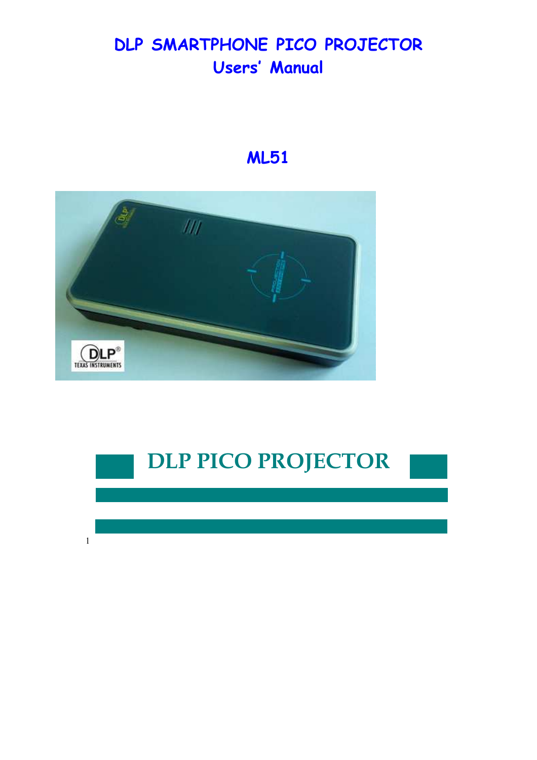# DLP SMARTPHONE PICO PROJECTOR
## Users' Manual

## ML51

# DLP PICO PROJECTOR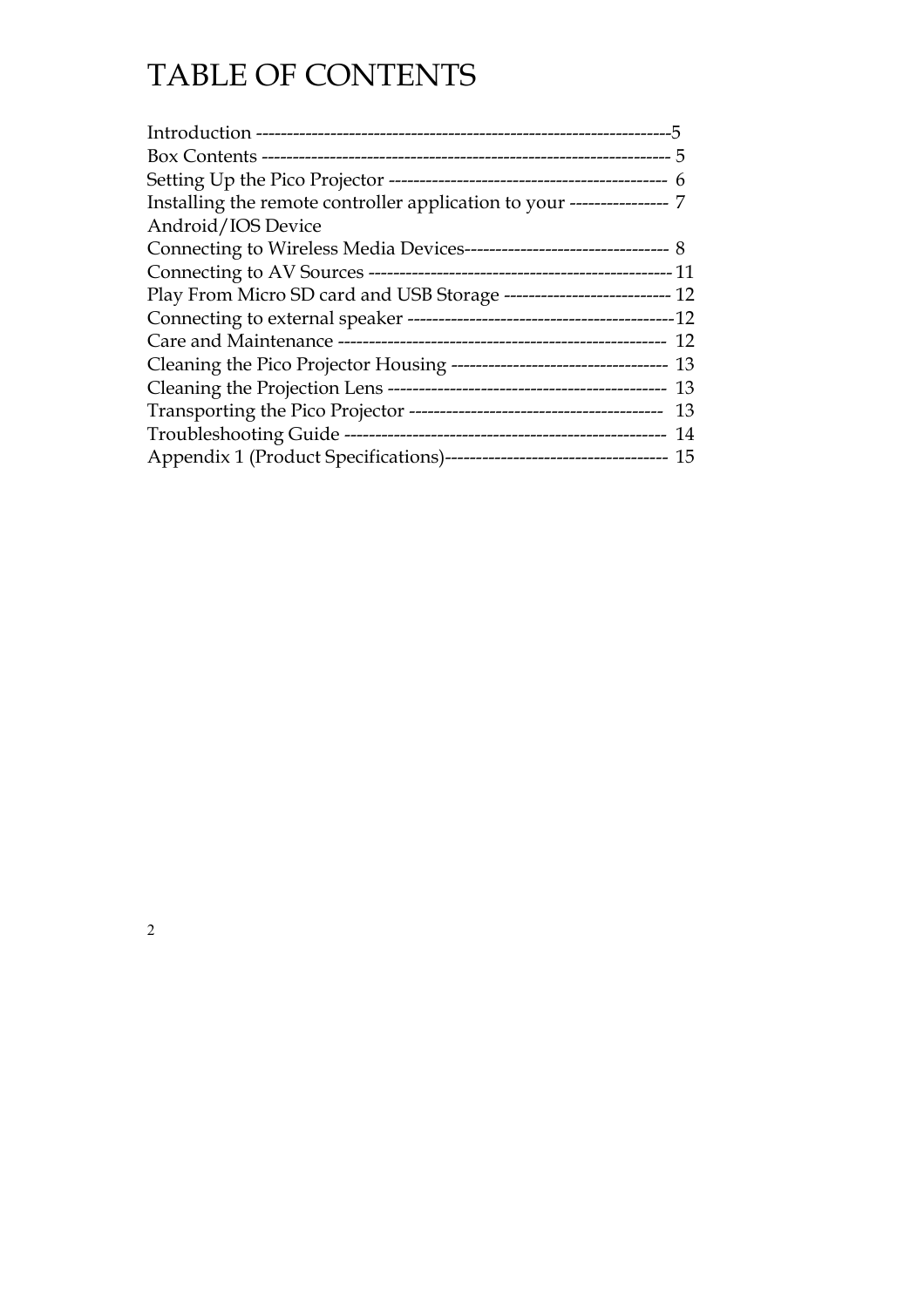# TABLE OF CONTENTS

Introduction ------------------------------------------------------------------5
Box Contents ------------------------------------------------------------------ 5
Setting Up the Pico Projector --------------------------------------------- 6
Installing the remote controller application to your ---------------- 7
Android/IOS Device
Connecting to Wireless Media Devices--------------------------------- 8
Connecting to AV Sources ------------------------------------------------- 11
Play From Micro SD card and USB Storage --------------------------- 12
Connecting to external speaker --------------------------------------------12
Care and Maintenance ----------------------------------------------------- 12
Cleaning the Pico Projector Housing ----------------------------------- 13
Cleaning the Projection Lens --------------------------------------------- 13
Transporting the Pico Projector ----------------------------------------- 13
Troubleshooting Guide ---------------------------------------------------- 14
Appendix 1 (Product Specifications)------------------------------------ 15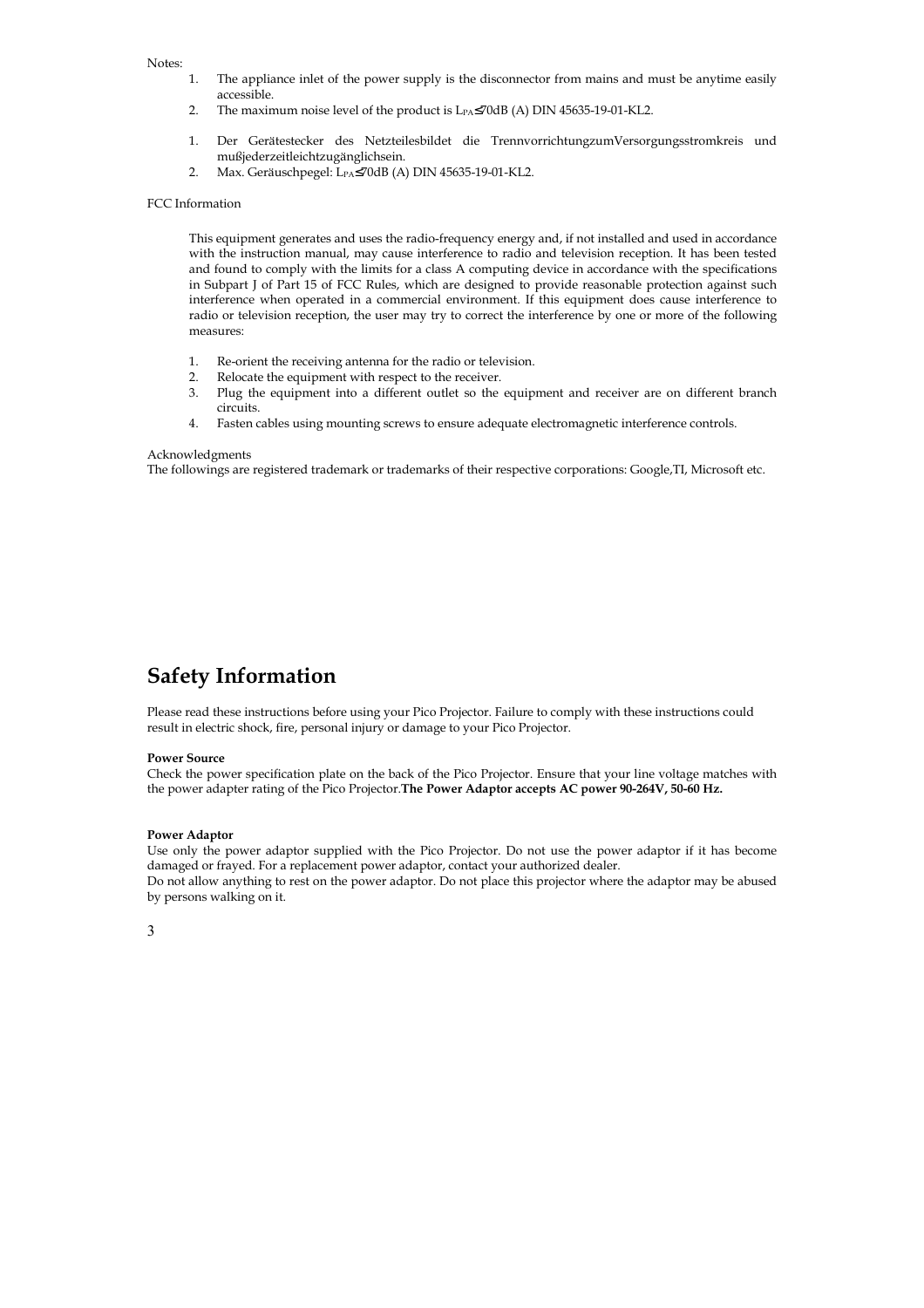Notes:

1. The appliance inlet of the power supply is the disconnector from mains and must be anytime easily accessible.
2. The maximum noise level of the product is $L_{PA} \leq 70$dB (A) DIN 45635-19-01-KL2.

1. Der Gerätestecker des Netzteilesbildet die TrennvorrichtungzumVersorgungsstromkreis und mußjederzeitleichtzugänglichsein.
2. Max. Geräuschpegel: $L_{PA} \leq 70$dB (A) DIN 45635-19-01-KL2.

FCC Information

This equipment generates and uses the radio-frequency energy and, if not installed and used in accordance with the instruction manual, may cause interference to radio and television reception. It has been tested and found to comply with the limits for a class A computing device in accordance with the specifications in Subpart J of Part 15 of FCC Rules, which are designed to provide reasonable protection against such interference when operated in a commercial environment. If this equipment does cause interference to radio or television reception, the user may try to correct the interference by one or more of the following measures:

1. Re-orient the receiving antenna for the radio or television.
2. Relocate the equipment with respect to the receiver.
3. Plug the equipment into a different outlet so the equipment and receiver are on different branch circuits.
4. Fasten cables using mounting screws to ensure adequate electromagnetic interference controls.

Acknowledgments

The followings are registered trademark or trademarks of their respective corporations: Google,TI, Microsoft etc.

# Safety Information

Please read these instructions before using your Pico Projector. Failure to comply with these instructions could result in electric shock, fire, personal injury or damage to your Pico Projector.

**Power Source**

Check the power specification plate on the back of the Pico Projector. Ensure that your line voltage matches with the power adapter rating of the Pico Projector.**The Power Adaptor accepts AC power 90-264V, 50-60 Hz.**

**Power Adaptor**

Use only the power adaptor supplied with the Pico Projector. Do not use the power adaptor if it has become damaged or frayed. For a replacement power adaptor, contact your authorized dealer.

Do not allow anything to rest on the power adaptor. Do not place this projector where the adaptor may be abused by persons walking on it.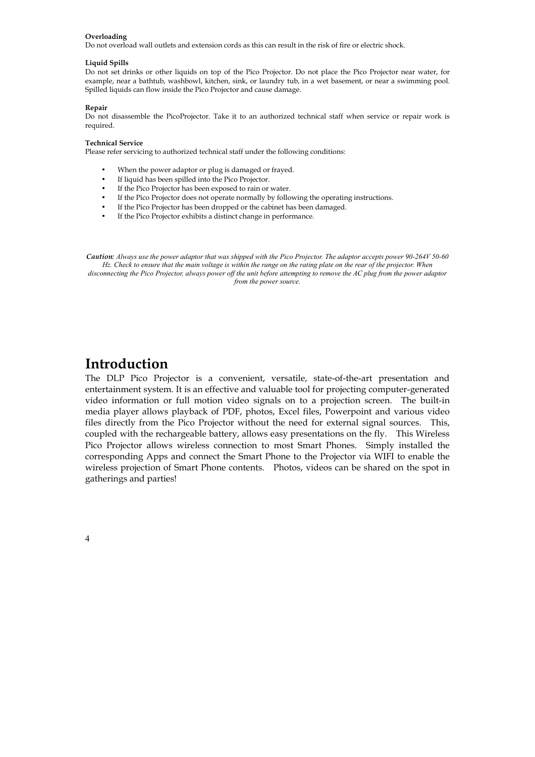**Overloading**

Do not overload wall outlets and extension cords as this can result in the risk of fire or electric shock.

**Liquid Spills**

Do not set drinks or other liquids on top of the Pico Projector. Do not place the Pico Projector near water, for example, near a bathtub, washbowl, kitchen, sink, or laundry tub, in a wet basement, or near a swimming pool. Spilled liquids can flow inside the Pico Projector and cause damage.

**Repair**

Do not disassemble the PicoProjector. Take it to an authorized technical staff when service or repair work is required.

**Technical Service**

Please refer servicing to authorized technical staff under the following conditions:

- When the power adaptor or plug is damaged or frayed.
- If liquid has been spilled into the Pico Projector.
- If the Pico Projector has been exposed to rain or water.
- If the Pico Projector does not operate normally by following the operating instructions.
- If the Pico Projector has been dropped or the cabinet has been damaged.
- If the Pico Projector exhibits a distinct change in performance.

***Caution:*** *Always use the power adaptor that was shipped with the Pico Projector. The adaptor accepts power 90-264V 50-60 Hz. Check to ensure that the main voltage is within the range on the rating plate on the rear of the projector. When disconnecting the Pico Projector, always power off the unit before attempting to remove the AC plug from the power adaptor from the power source.*

# Introduction

The DLP Pico Projector is a convenient, versatile, state-of-the-art presentation and entertainment system. It is an effective and valuable tool for projecting computer-generated video information or full motion video signals on to a projection screen. The built-in media player allows playback of PDF, photos, Excel files, Powerpoint and various video files directly from the Pico Projector without the need for external signal sources. This, coupled with the rechargeable battery, allows easy presentations on the fly. This Wireless Pico Projector allows wireless connection to most Smart Phones. Simply installed the corresponding Apps and connect the Smart Phone to the Projector via WIFI to enable the wireless projection of Smart Phone contents. Photos, videos can be shared on the spot in gatherings and parties!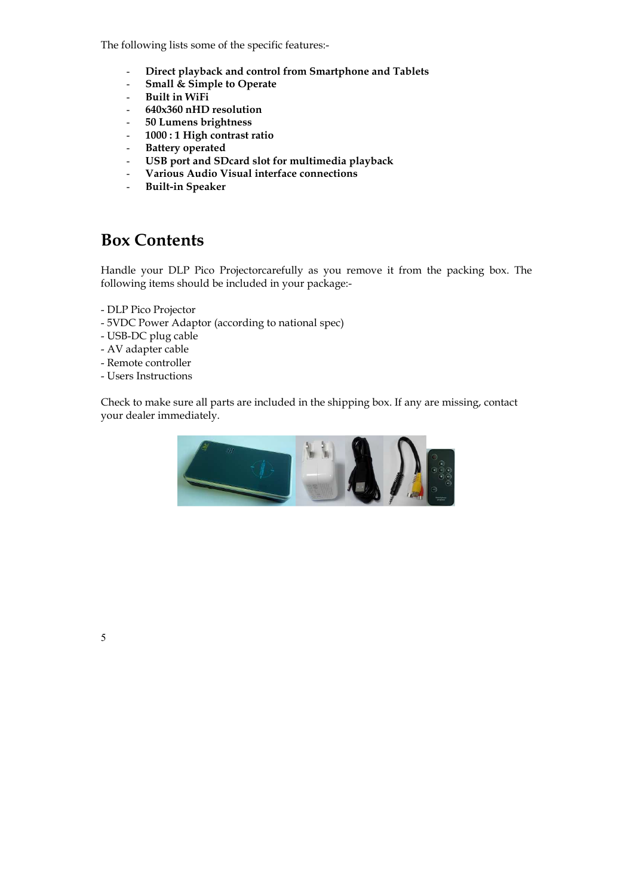The following lists some of the specific features:-

- **Direct playback and control from Smartphone and Tablets**
- **Small & Simple to Operate**
- **Built in WiFi**
- **640x360 nHD resolution**
- **50 Lumens brightness**
- **1000 : 1 High contrast ratio**
- **Battery operated**
- **USB port and SDcard slot for multimedia playback**
- **Various Audio Visual interface connections**
- **Built-in Speaker**

# Box Contents

Handle your DLP Pico Projectorcarefully as you remove it from the packing box. The following items should be included in your package:-

- DLP Pico Projector
- 5VDC Power Adaptor (according to national spec)
- USB-DC plug cable
- AV adapter cable
- Remote controller
- Users Instructions

Check to make sure all parts are included in the shipping box. If any are missing, contact your dealer immediately.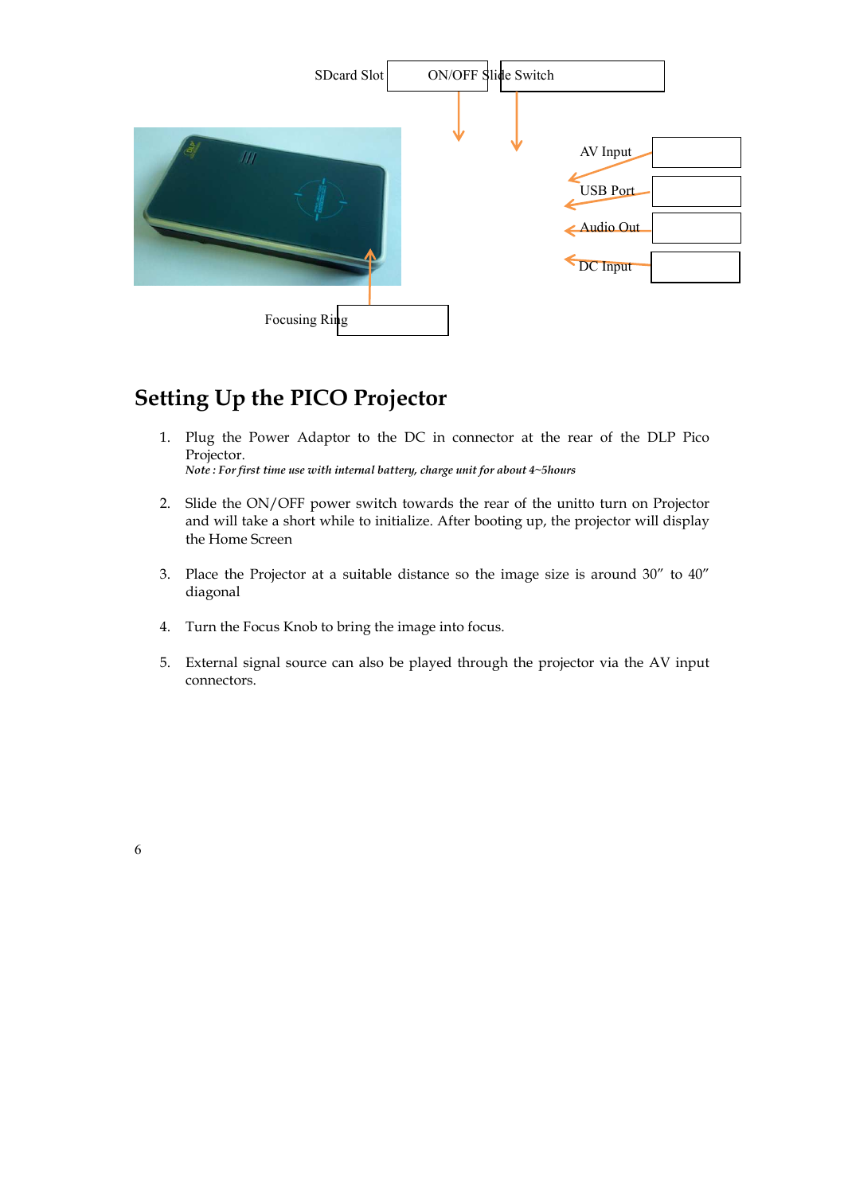SDcard Slot ON/OFF Slide Switch

AV Input

USB Port

Audio Out

DC Input

Focusing Ring

## Setting Up the PICO Projector

1. Plug the Power Adaptor to the DC in connector at the rear of the DLP Pico Projector.
   *Note : For first time use with internal battery, charge unit for about 4~5hours*

2. Slide the ON/OFF power switch towards the rear of the unitto turn on Projector and will take a short while to initialize. After booting up, the projector will display the Home Screen

3. Place the Projector at a suitable distance so the image size is around 30" to 40" diagonal

4. Turn the Focus Knob to bring the image into focus.

5. External signal source can also be played through the projector via the AV input connectors.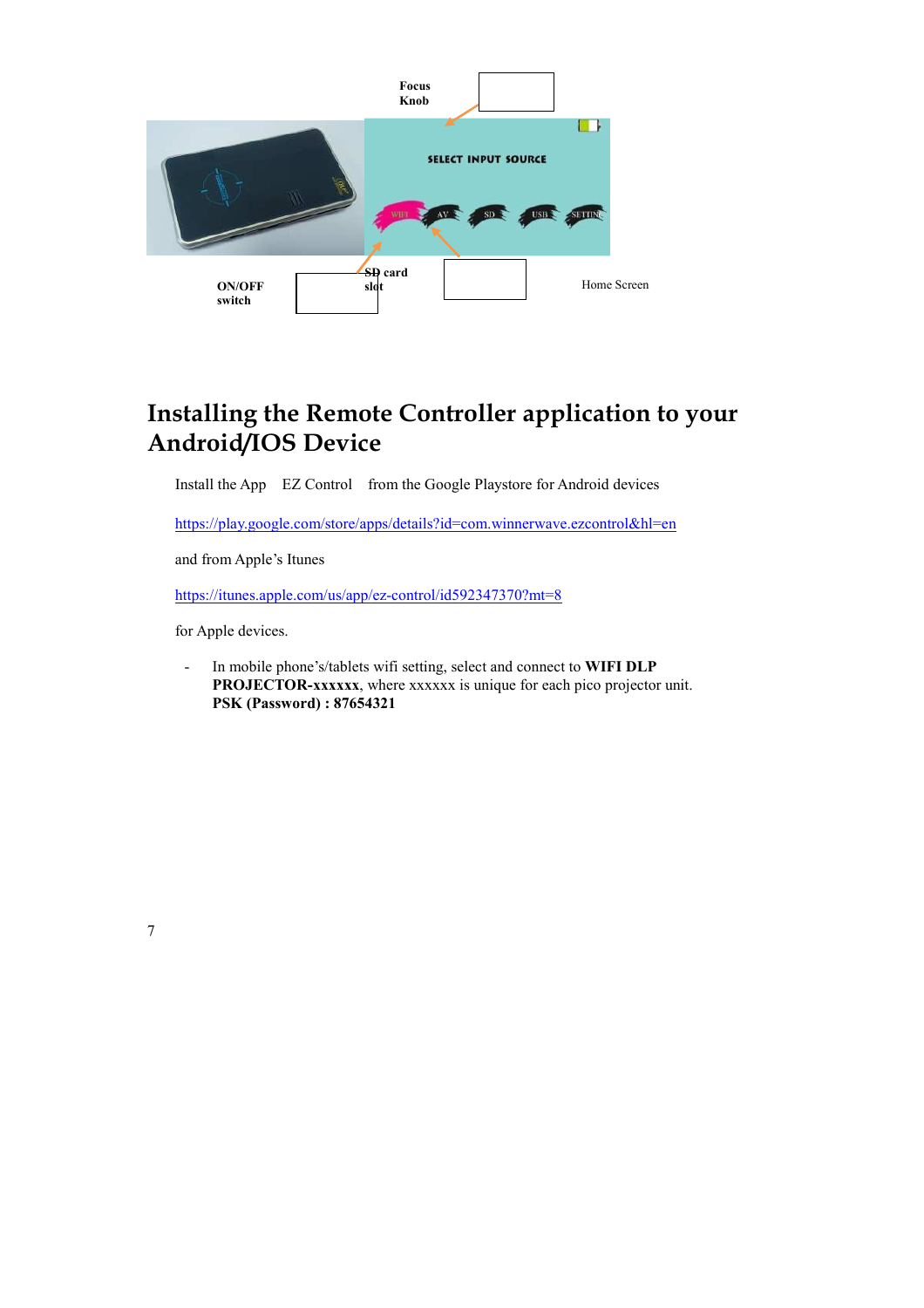Focus Knob

ON/OFF switch

SD card slot

Home Screen

# Installing the Remote Controller application to your Android/IOS Device

Install the App EZ Control from the Google Playstore for Android devices

https://play.google.com/store/apps/details?id=com.winnerwave.ezcontrol&hl=en

and from Apple's Itunes

https://itunes.apple.com/us/app/ez-control/id592347370?mt=8

for Apple devices.

- In mobile phone's/tablets wifi setting, select and connect to **WIFI DLP PROJECTOR-xxxxxx**, where xxxxxx is unique for each pico projector unit. **PSK (Password) : 87654321**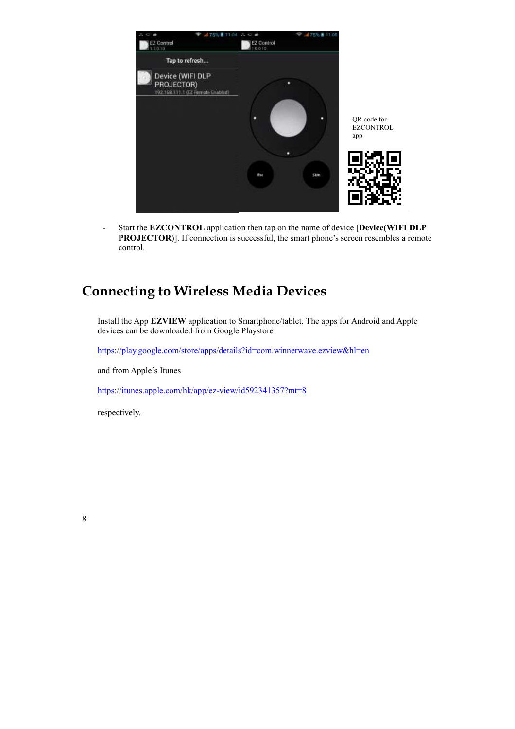QR code for EZCONTROL app

- Start the **EZCONTROL** application then tap on the name of device [**Device(WIFI DLP PROJECTOR)**]. If connection is successful, the smart phone's screen resembles a remote control.

## Connecting to Wireless Media Devices

Install the App **EZVIEW** application to Smartphone/tablet. The apps for Android and Apple devices can be downloaded from Google Playstore

https://play.google.com/store/apps/details?id=com.winnerwave.ezview&hl=en

and from Apple's Itunes

https://itunes.apple.com/hk/app/ez-view/id592341357?mt=8

respectively.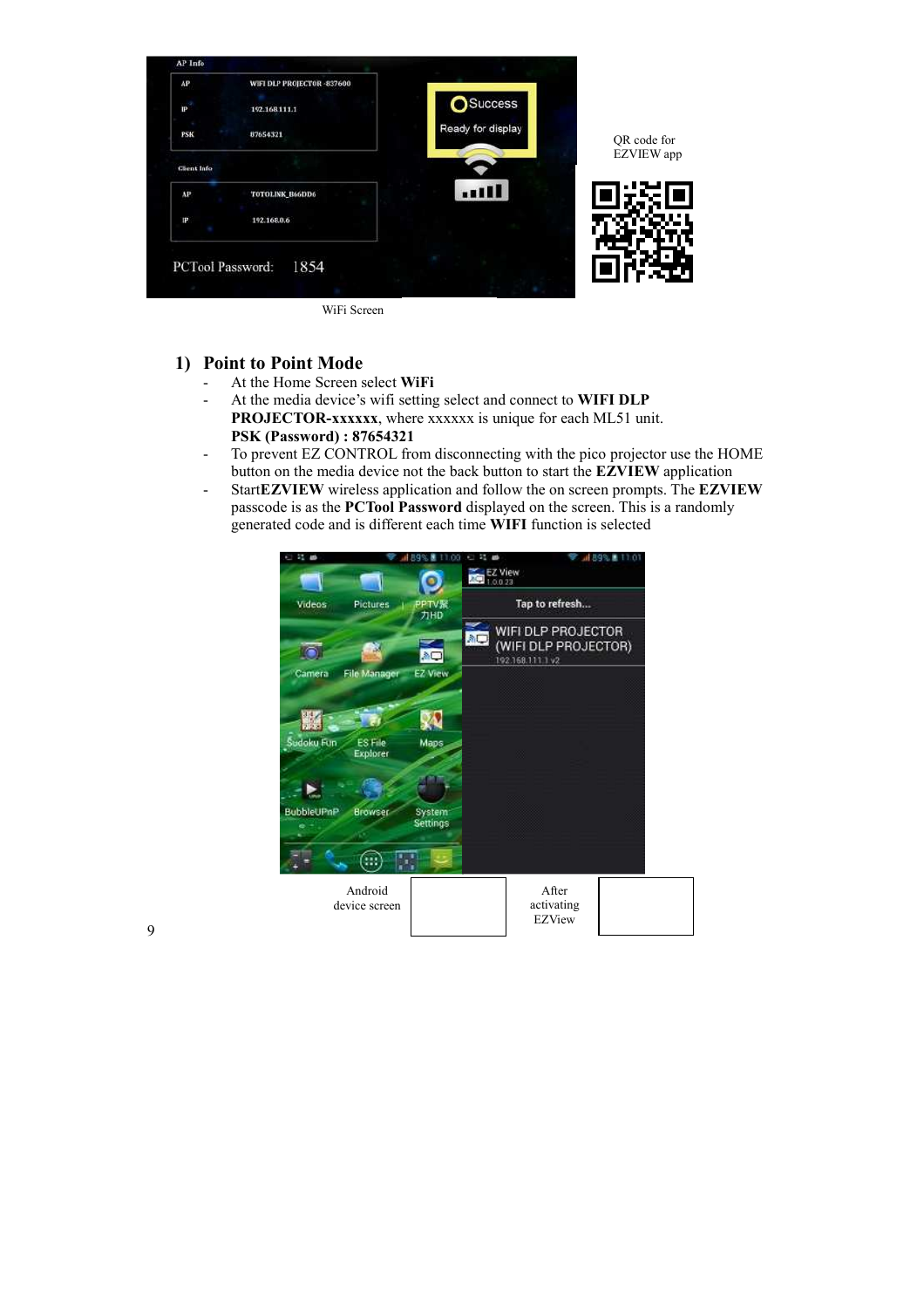WiFi Screen

QR code for EZVIEW app

## 1) Point to Point Mode

- At the Home Screen select **WiFi**
- At the media device's wifi setting select and connect to **WIFI DLP PROJECTOR-xxxxxx**, where xxxxxx is unique for each ML51 unit.
  **PSK (Password) : 87654321**
- To prevent EZ CONTROL from disconnecting with the pico projector use the HOME button on the media device not the back button to start the **EZVIEW** application
- Start**EZVIEW** wireless application and follow the on screen prompts. The **EZVIEW** passcode is as the **PCTool Password** displayed on the screen. This is a randomly generated code and is different each time **WIFI** function is selected

Android device screen

After activating EZView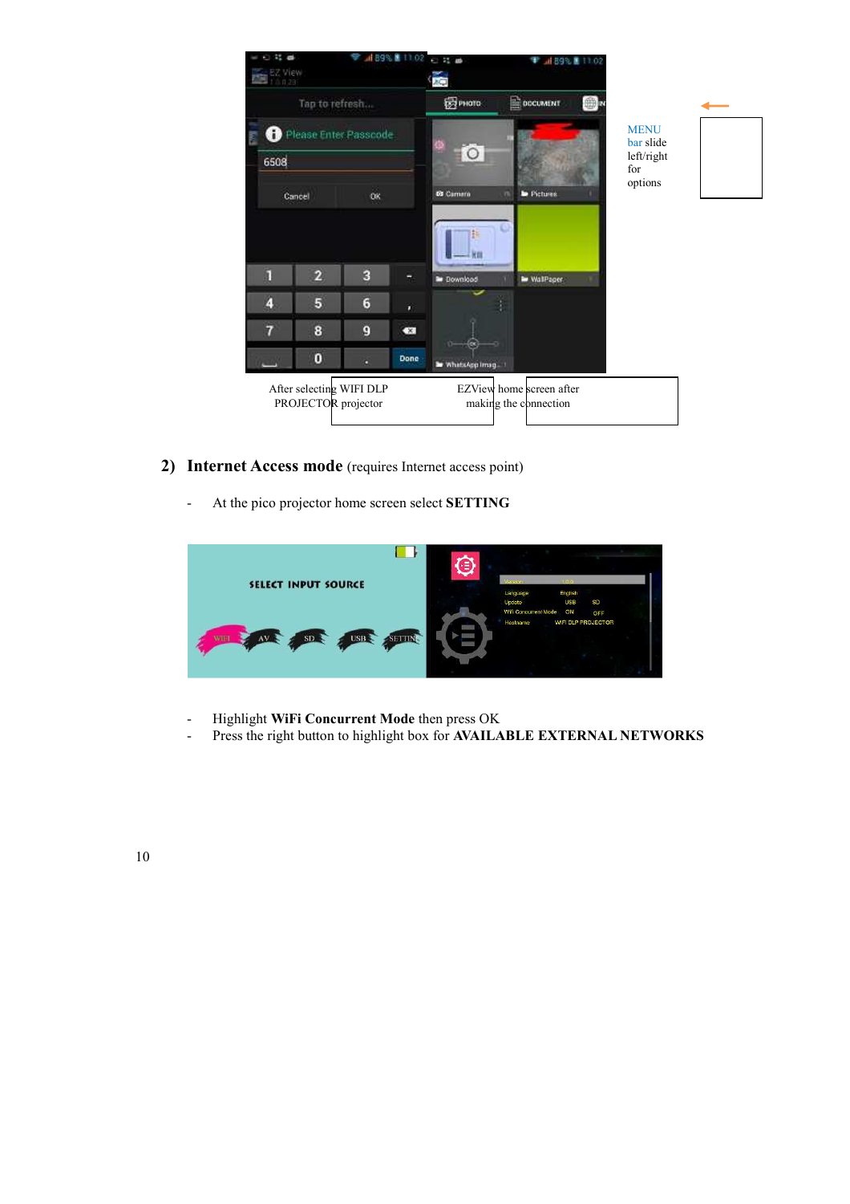MENU bar slide left/right for options

After selecting WIFI DLP PROJECTOR projector

EZView home screen after making the connection

## 2) Internet Access mode (requires Internet access point)

- At the pico projector home screen select **SETTING**

- Highlight **WiFi Concurrent Mode** then press OK
- Press the right button to highlight box for **AVAILABLE EXTERNAL NETWORKS**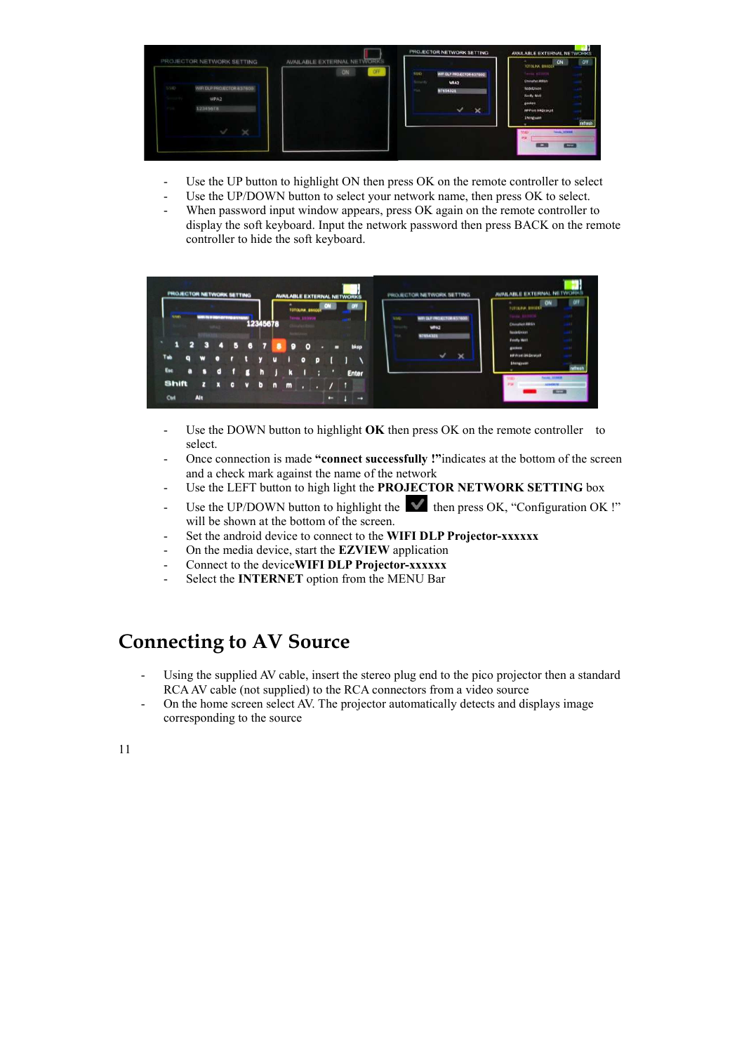- Use the UP button to highlight ON then press OK on the remote controller to select
- Use the UP/DOWN button to select your network name, then press OK to select.
- When password input window appears, press OK again on the remote controller to display the soft keyboard. Input the network password then press BACK on the remote controller to hide the soft keyboard.

- Use the DOWN button to highlight **OK** then press OK on the remote controller to select.
- Once connection is made **"connect successfully !"** indicates at the bottom of the screen and a check mark against the name of the network
- Use the LEFT button to high light the **PROJECTOR NETWORK SETTING** box
- Use the UP/DOWN button to highlight the ✓ then press OK, "Configuration OK !" will be shown at the bottom of the screen.
- Set the android device to connect to the **WIFI DLP Projector-xxxxxx**
- On the media device, start the **EZVIEW** application
- Connect to the device **WIFI DLP Projector-xxxxxx**
- Select the **INTERNET** option from the MENU Bar

# Connecting to AV Source

- Using the supplied AV cable, insert the stereo plug end to the pico projector then a standard RCA AV cable (not supplied) to the RCA connectors from a video source
- On the home screen select AV. The projector automatically detects and displays image corresponding to the source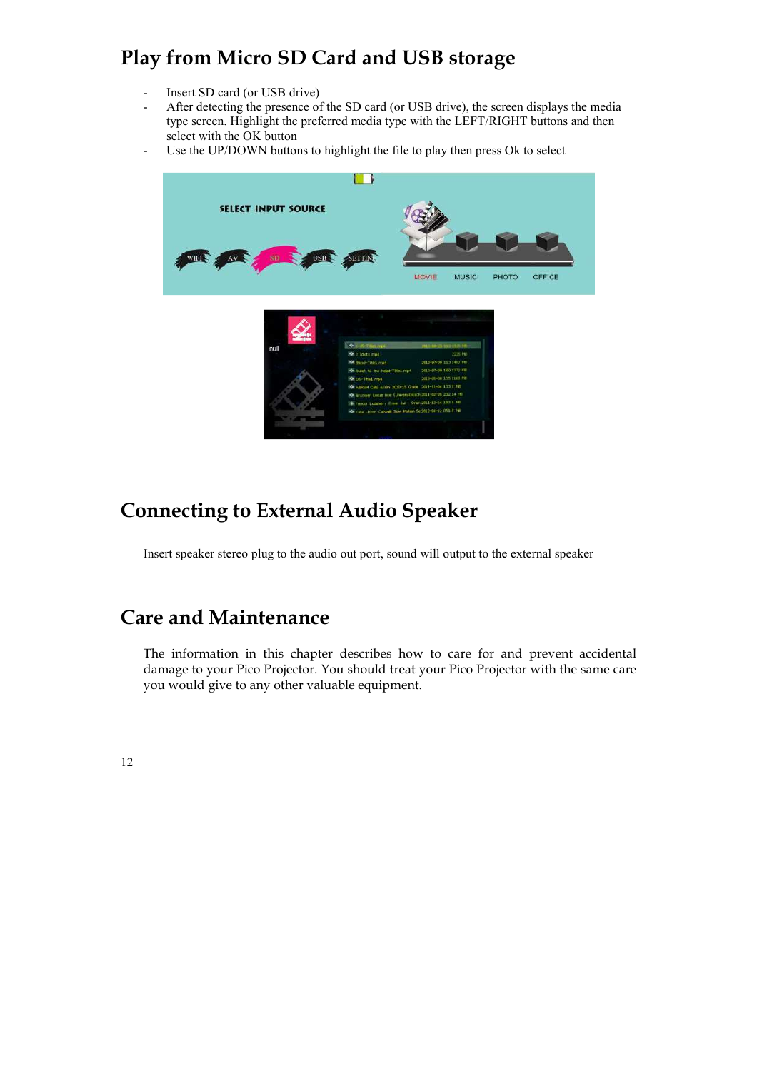## Play from Micro SD Card and USB storage

- Insert SD card (or USB drive)
- After detecting the presence of the SD card (or USB drive), the screen displays the media type screen. Highlight the preferred media type with the LEFT/RIGHT buttons and then select with the OK button
- Use the UP/DOWN buttons to highlight the file to play then press Ok to select

## Connecting to External Audio Speaker

Insert speaker stereo plug to the audio out port, sound will output to the external speaker

## Care and Maintenance

The information in this chapter describes how to care for and prevent accidental damage to your Pico Projector. You should treat your Pico Projector with the same care you would give to any other valuable equipment.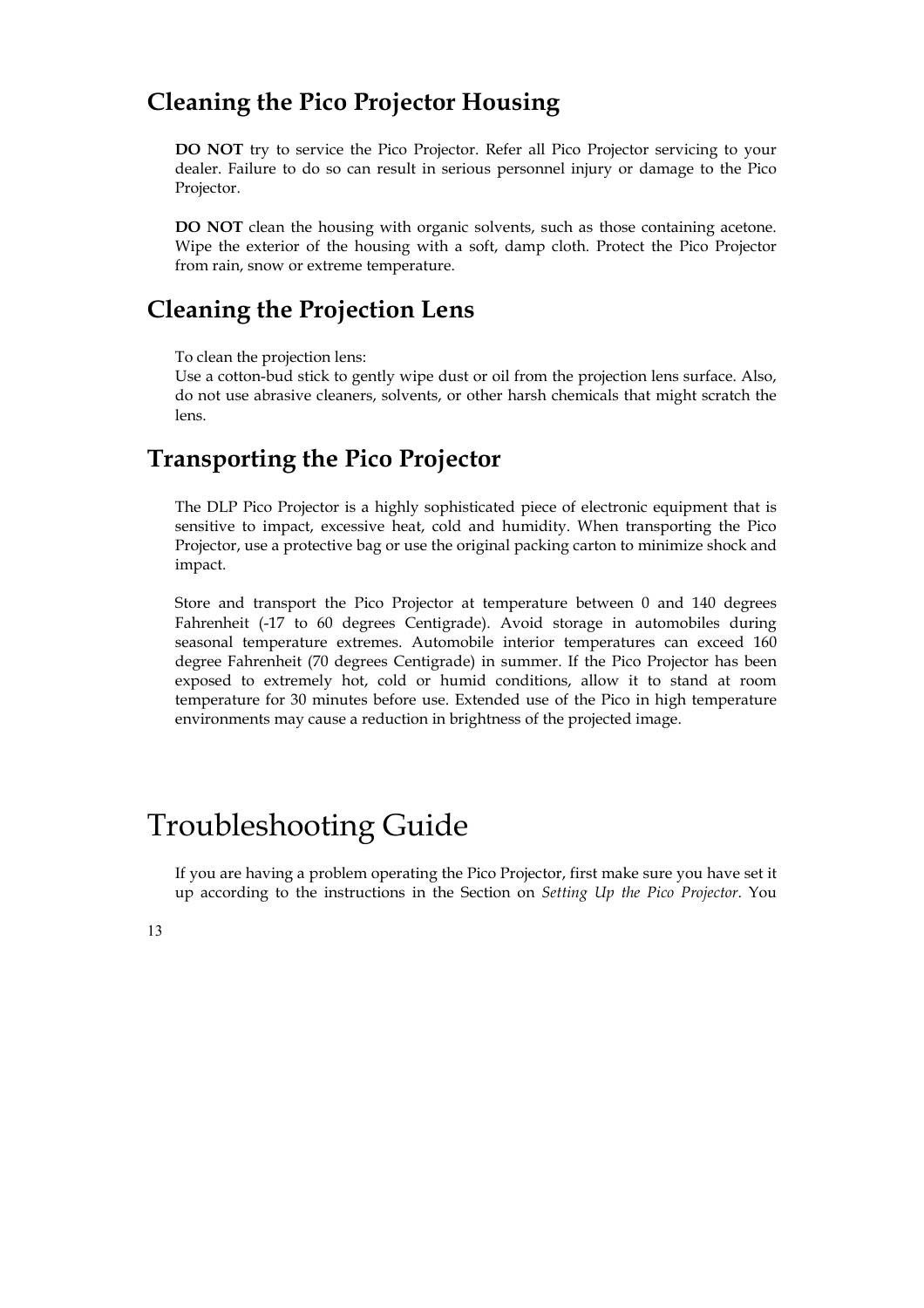## Cleaning the Pico Projector Housing

**DO NOT** try to service the Pico Projector. Refer all Pico Projector servicing to your dealer. Failure to do so can result in serious personnel injury or damage to the Pico Projector.

**DO NOT** clean the housing with organic solvents, such as those containing acetone. Wipe the exterior of the housing with a soft, damp cloth. Protect the Pico Projector from rain, snow or extreme temperature.

## Cleaning the Projection Lens

To clean the projection lens:
Use a cotton-bud stick to gently wipe dust or oil from the projection lens surface. Also, do not use abrasive cleaners, solvents, or other harsh chemicals that might scratch the lens.

## Transporting the Pico Projector

The DLP Pico Projector is a highly sophisticated piece of electronic equipment that is sensitive to impact, excessive heat, cold and humidity. When transporting the Pico Projector, use a protective bag or use the original packing carton to minimize shock and impact.

Store and transport the Pico Projector at temperature between 0 and 140 degrees Fahrenheit (-17 to 60 degrees Centigrade). Avoid storage in automobiles during seasonal temperature extremes. Automobile interior temperatures can exceed 160 degree Fahrenheit (70 degrees Centigrade) in summer. If the Pico Projector has been exposed to extremely hot, cold or humid conditions, allow it to stand at room temperature for 30 minutes before use. Extended use of the Pico in high temperature environments may cause a reduction in brightness of the projected image.

# Troubleshooting Guide

If you are having a problem operating the Pico Projector, first make sure you have set it up according to the instructions in the Section on *Setting Up the Pico Projector*. You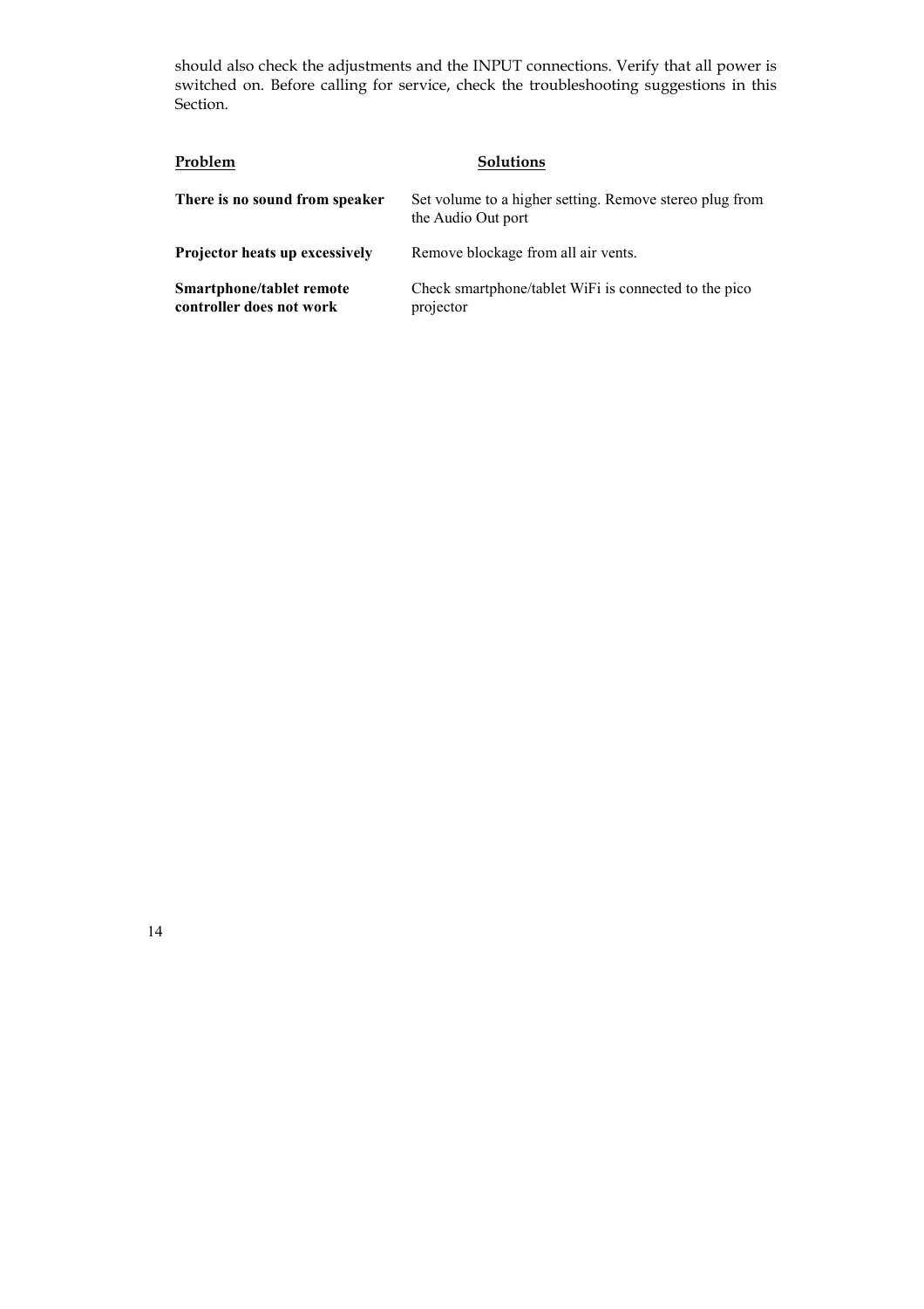should also check the adjustments and the INPUT connections. Verify that all power is switched on. Before calling for service, check the troubleshooting suggestions in this Section.

| Problem | Solutions |
| --- | --- |
| **There is no sound from speaker** | Set volume to a higher setting. Remove stereo plug from the Audio Out port |
| **Projector heats up excessively** | Remove blockage from all air vents. |
| **Smartphone/tablet remote controller does not work** | Check smartphone/tablet WiFi is connected to the pico projector |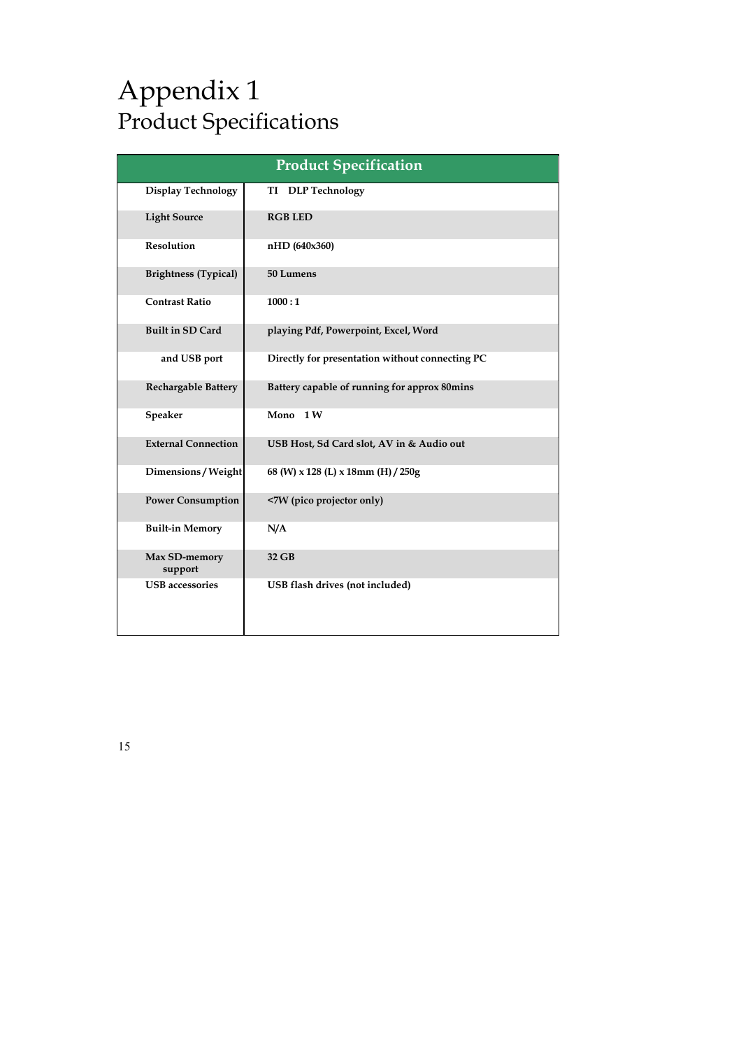# Appendix 1
## Product Specifications

| Product Specification | |
|---|---|
| Display Technology | TI DLP Technology |
| Light Source | RGB LED |
| Resolution | nHD (640x360) |
| Brightness (Typical) | 50 Lumens |
| Contrast Ratio | 1000 : 1 |
| Built in SD Card | playing Pdf, Powerpoint, Excel, Word |
| and USB port | Directly for presentation without connecting PC |
| Rechargable Battery | Battery capable of running for approx 80mins |
| Speaker | Mono 1 W |
| External Connection | USB Host, Sd Card slot, AV in & Audio out |
| Dimensions / Weight | 68 (W) x 128 (L) x 18mm (H) / 250g |
| Power Consumption | <7W (pico projector only) |
| Built-in Memory | N/A |
| Max SD-memory support | 32 GB |
| USB accessories | USB flash drives (not included) |